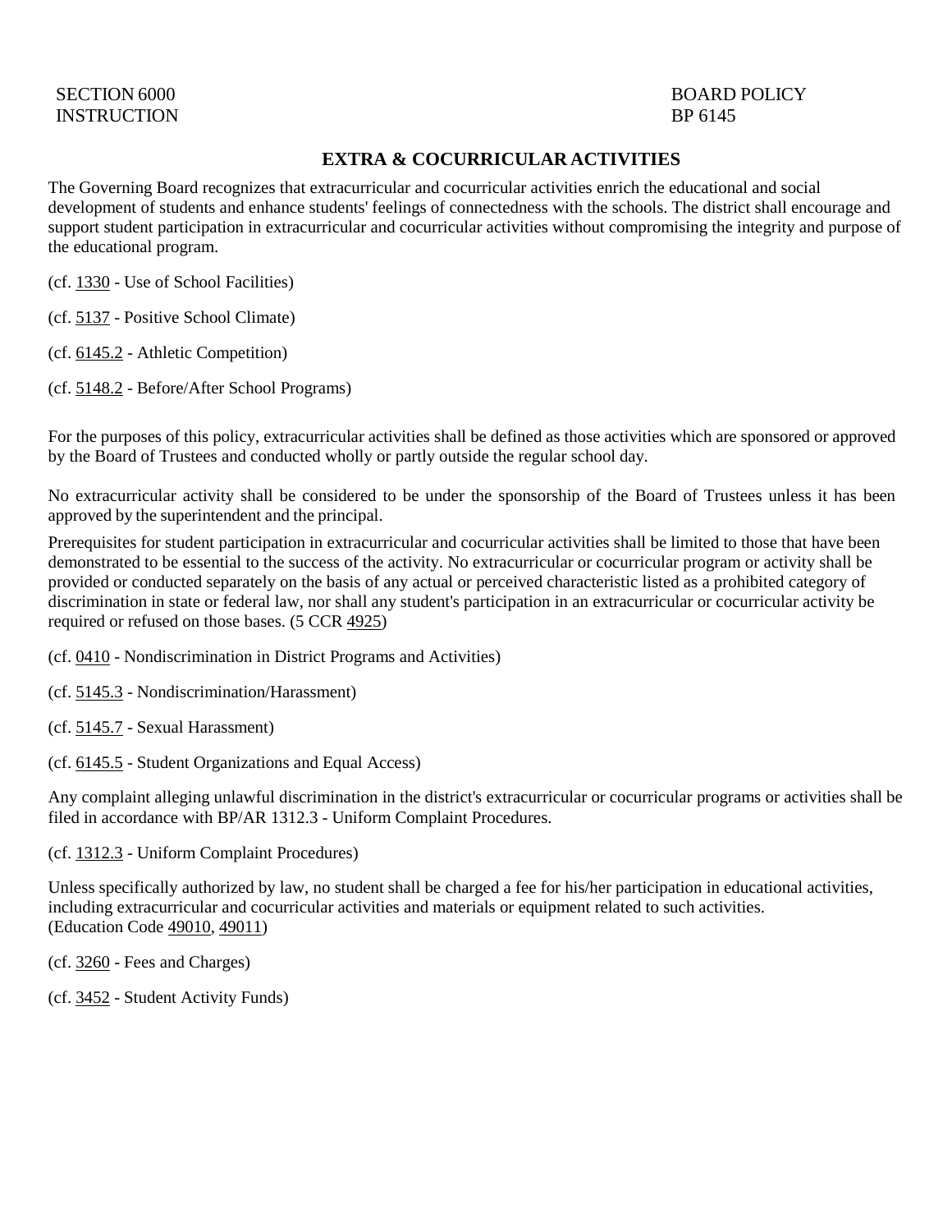SECTION 6000
INSTRUCTION

BOARD POLICY
BP 6145

# EXTRA & COCURRICULAR ACTIVITIES

The Governing Board recognizes that extracurricular and cocurricular activities enrich the educational and social development of students and enhance students' feelings of connectedness with the schools. The district shall encourage and support student participation in extracurricular and cocurricular activities without compromising the integrity and purpose of the educational program.

(cf. 1330 - Use of School Facilities)

(cf. 5137 - Positive School Climate)

(cf. 6145.2 - Athletic Competition)

(cf. 5148.2 - Before/After School Programs)

For the purposes of this policy, extracurricular activities shall be defined as those activities which are sponsored or approved by the Board of Trustees and conducted wholly or partly outside the regular school day.

No extracurricular activity shall be considered to be under the sponsorship of the Board of Trustees unless it has been approved by the superintendent and the principal.

Prerequisites for student participation in extracurricular and cocurricular activities shall be limited to those that have been demonstrated to be essential to the success of the activity. No extracurricular or cocurricular program or activity shall be provided or conducted separately on the basis of any actual or perceived characteristic listed as a prohibited category of discrimination in state or federal law, nor shall any student's participation in an extracurricular or cocurricular activity be required or refused on those bases. (5 CCR 4925)

(cf. 0410 - Nondiscrimination in District Programs and Activities)

(cf. 5145.3 - Nondiscrimination/Harassment)

(cf. 5145.7 - Sexual Harassment)

(cf. 6145.5 - Student Organizations and Equal Access)

Any complaint alleging unlawful discrimination in the district's extracurricular or cocurricular programs or activities shall be filed in accordance with BP/AR 1312.3 - Uniform Complaint Procedures.

(cf. 1312.3 - Uniform Complaint Procedures)

Unless specifically authorized by law, no student shall be charged a fee for his/her participation in educational activities, including extracurricular and cocurricular activities and materials or equipment related to such activities. (Education Code 49010, 49011)

(cf. 3260 - Fees and Charges)

(cf. 3452 - Student Activity Funds)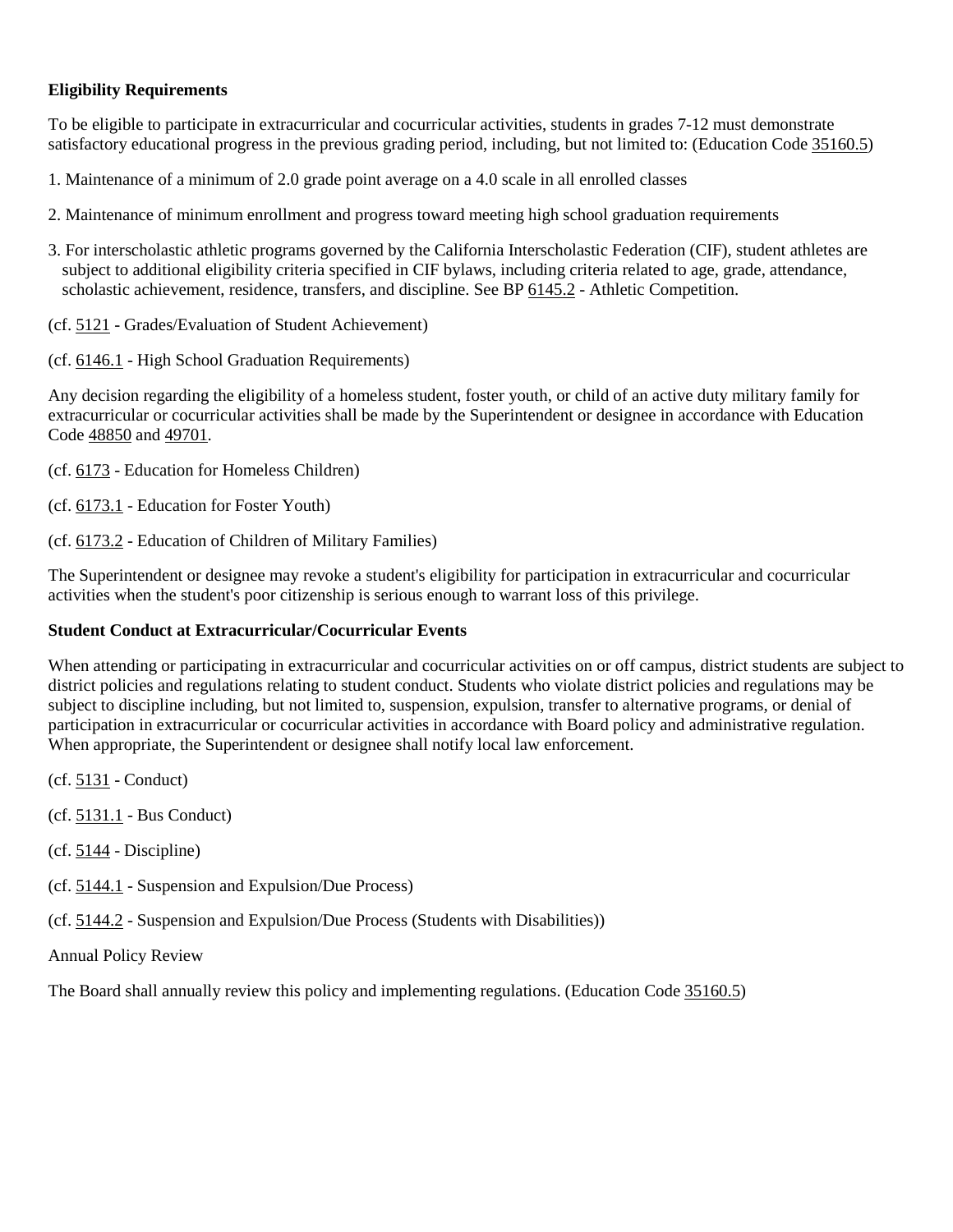**Eligibility Requirements**

To be eligible to participate in extracurricular and cocurricular activities, students in grades 7-12 must demonstrate satisfactory educational progress in the previous grading period, including, but not limited to: (Education Code 35160.5)

1. Maintenance of a minimum of 2.0 grade point average on a 4.0 scale in all enrolled classes

2. Maintenance of minimum enrollment and progress toward meeting high school graduation requirements

3. For interscholastic athletic programs governed by the California Interscholastic Federation (CIF), student athletes are subject to additional eligibility criteria specified in CIF bylaws, including criteria related to age, grade, attendance, scholastic achievement, residence, transfers, and discipline. See BP 6145.2 - Athletic Competition.

(cf. 5121 - Grades/Evaluation of Student Achievement)

(cf. 6146.1 - High School Graduation Requirements)

Any decision regarding the eligibility of a homeless student, foster youth, or child of an active duty military family for extracurricular or cocurricular activities shall be made by the Superintendent or designee in accordance with Education Code 48850 and 49701.

(cf. 6173 - Education for Homeless Children)

(cf. 6173.1 - Education for Foster Youth)

(cf. 6173.2 - Education of Children of Military Families)

The Superintendent or designee may revoke a student's eligibility for participation in extracurricular and cocurricular activities when the student's poor citizenship is serious enough to warrant loss of this privilege.

**Student Conduct at Extracurricular/Cocurricular Events**

When attending or participating in extracurricular and cocurricular activities on or off campus, district students are subject to district policies and regulations relating to student conduct. Students who violate district policies and regulations may be subject to discipline including, but not limited to, suspension, expulsion, transfer to alternative programs, or denial of participation in extracurricular or cocurricular activities in accordance with Board policy and administrative regulation. When appropriate, the Superintendent or designee shall notify local law enforcement.

(cf. 5131 - Conduct)

(cf. 5131.1 - Bus Conduct)

(cf. 5144 - Discipline)

(cf. 5144.1 - Suspension and Expulsion/Due Process)

(cf. 5144.2 - Suspension and Expulsion/Due Process (Students with Disabilities))

Annual Policy Review

The Board shall annually review this policy and implementing regulations. (Education Code 35160.5)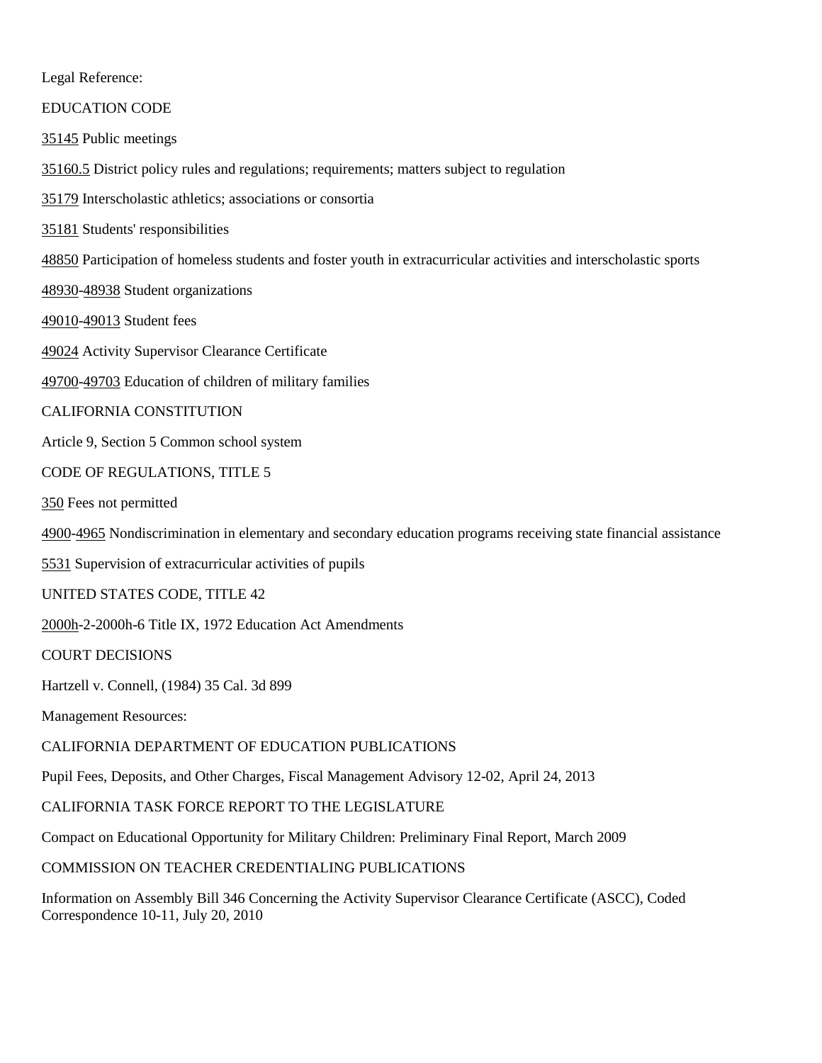Legal Reference:

EDUCATION CODE

35145 Public meetings

35160.5 District policy rules and regulations; requirements; matters subject to regulation

35179 Interscholastic athletics; associations or consortia

35181 Students' responsibilities

48850 Participation of homeless students and foster youth in extracurricular activities and interscholastic sports

48930-48938 Student organizations

49010-49013 Student fees

49024 Activity Supervisor Clearance Certificate

49700-49703 Education of children of military families

CALIFORNIA CONSTITUTION

Article 9, Section 5 Common school system

CODE OF REGULATIONS, TITLE 5

350 Fees not permitted

4900-4965 Nondiscrimination in elementary and secondary education programs receiving state financial assistance

5531 Supervision of extracurricular activities of pupils

UNITED STATES CODE, TITLE 42

2000h-2-2000h-6 Title IX, 1972 Education Act Amendments

COURT DECISIONS

Hartzell v. Connell, (1984) 35 Cal. 3d 899

Management Resources:

CALIFORNIA DEPARTMENT OF EDUCATION PUBLICATIONS

Pupil Fees, Deposits, and Other Charges, Fiscal Management Advisory 12-02, April 24, 2013

CALIFORNIA TASK FORCE REPORT TO THE LEGISLATURE

Compact on Educational Opportunity for Military Children: Preliminary Final Report, March 2009

COMMISSION ON TEACHER CREDENTIALING PUBLICATIONS

Information on Assembly Bill 346 Concerning the Activity Supervisor Clearance Certificate (ASCC), Coded Correspondence 10-11, July 20, 2010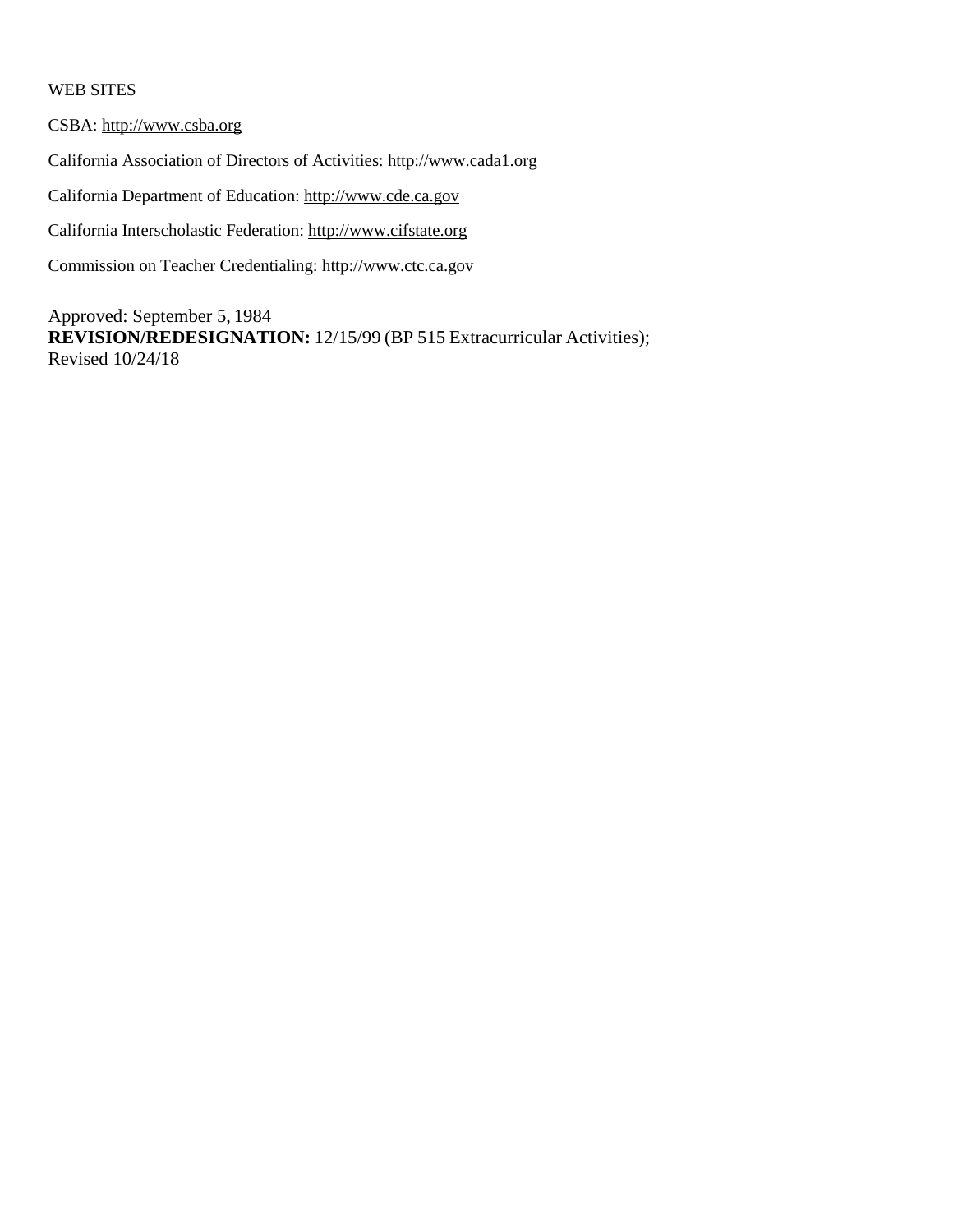WEB SITES

CSBA: http://www.csba.org

California Association of Directors of Activities: http://www.cada1.org

California Department of Education: http://www.cde.ca.gov

California Interscholastic Federation: http://www.cifstate.org

Commission on Teacher Credentialing: http://www.ctc.ca.gov

Approved: September 5, 1984
**REVISION/REDESIGNATION:** 12/15/99 (BP 515 Extracurricular Activities);
Revised 10/24/18